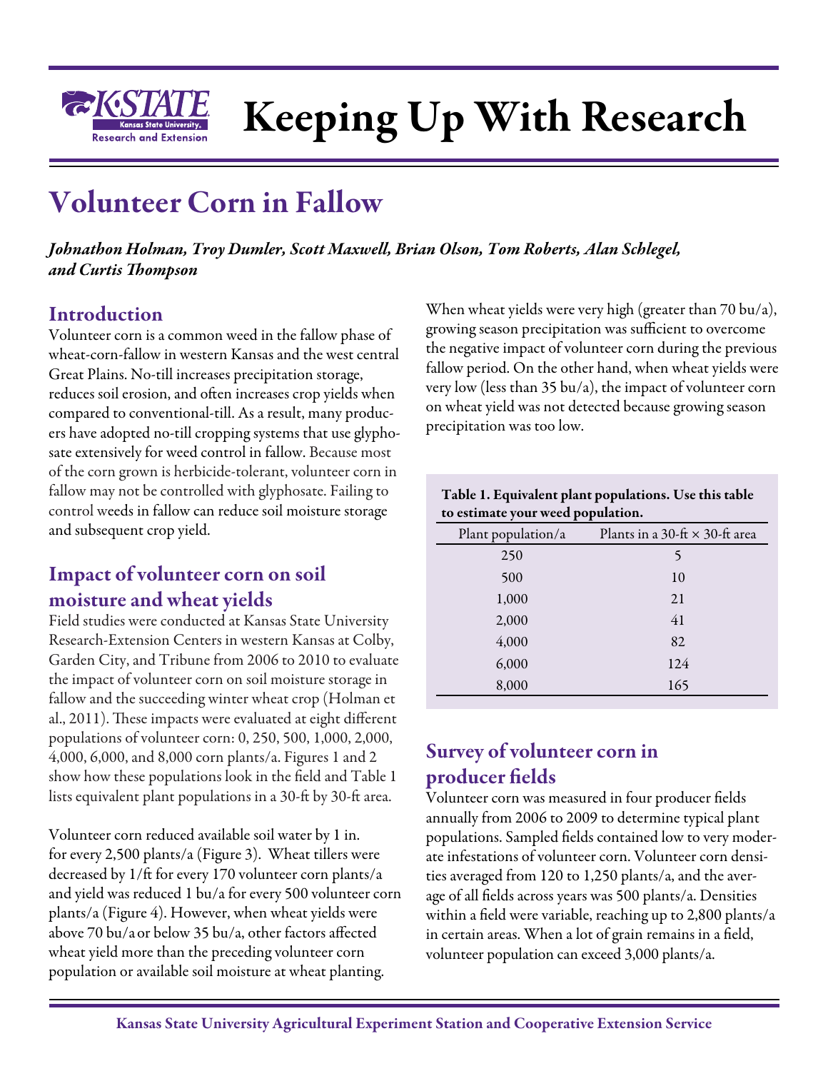# Keeping Up With Research

## Volunteer Corn in Fallow

*Johnathon Holman, Troy Dumler, Scott Maxwell, Brian Olson, Tom Roberts, Alan Schlegel, and Curtis Thompson*

### Introduction

Volunteer corn is a common weed in the fallow phase of wheat-corn-fallow in western Kansas and the west central Great Plains. No-till increases precipitation storage, reduces soil erosion, and often increases crop yields when compared to conventional-till. As a result, many producers have adopted no-till cropping systems that use glyphosate extensively for weed control in fallow. Because most of the corn grown is herbicide-tolerant, volunteer corn in fallow may not be controlled with glyphosate. Failing to control weeds in fallow can reduce soil moisture storage and subsequent crop yield.

### Impact of volunteer corn on soil moisture and wheat yields

Field studies were conducted at Kansas State University Research-Extension Centers in western Kansas at Colby, Garden City, and Tribune from 2006 to 2010 to evaluate the impact of volunteer corn on soil moisture storage in fallow and the succeeding winter wheat crop (Holman et al., 2011). These impacts were evaluated at eight different populations of volunteer corn: 0, 250, 500, 1,000, 2,000, 4,000, 6,000, and 8,000 corn plants/a. Figures 1 and 2 show how these populations look in the field and Table 1 lists equivalent plant populations in a 30-ft by 30-ft area.

Volunteer corn reduced available soil water by 1 in. for every 2,500 plants/a (Figure 3). Wheat tillers were decreased by 1/ft for every 170 volunteer corn plants/a and yield was reduced 1 bu/a for every 500 volunteer corn plants/a (Figure 4). However, when wheat yields were above 70 bu/a or below 35 bu/a, other factors affected wheat yield more than the preceding volunteer corn population or available soil moisture at wheat planting. When wheat yields were very high (greater than 70 bu/a), growing season precipitation was sufficient to overcome the negative impact of volunteer corn during the previous fallow period. On the other hand, when wheat yields were very low (less than 35 bu/a), the impact of volunteer corn on wheat yield was not detected because growing season precipitation was too low.

**Table 1. Equivalent plant populations. Use this table to estimate your weed population.**

| Plant population/a | Plants in a 30-ft × 30-ft area |
|---|---|
| 250 | 5 |
| 500 | 10 |
| 1,000 | 21 |
| 2,000 | 41 |
| 4,000 | 82 |
| 6,000 | 124 |
| 8,000 | 165 |

### Survey of volunteer corn in producer fields

Volunteer corn was measured in four producer fields annually from 2006 to 2009 to determine typical plant populations. Sampled fields contained low to very moderate infestations of volunteer corn. Volunteer corn densities averaged from 120 to 1,250 plants/a, and the average of all fields across years was 500 plants/a. Densities within a field were variable, reaching up to 2,800 plants/a in certain areas. When a lot of grain remains in a field, volunteer population can exceed 3,000 plants/a.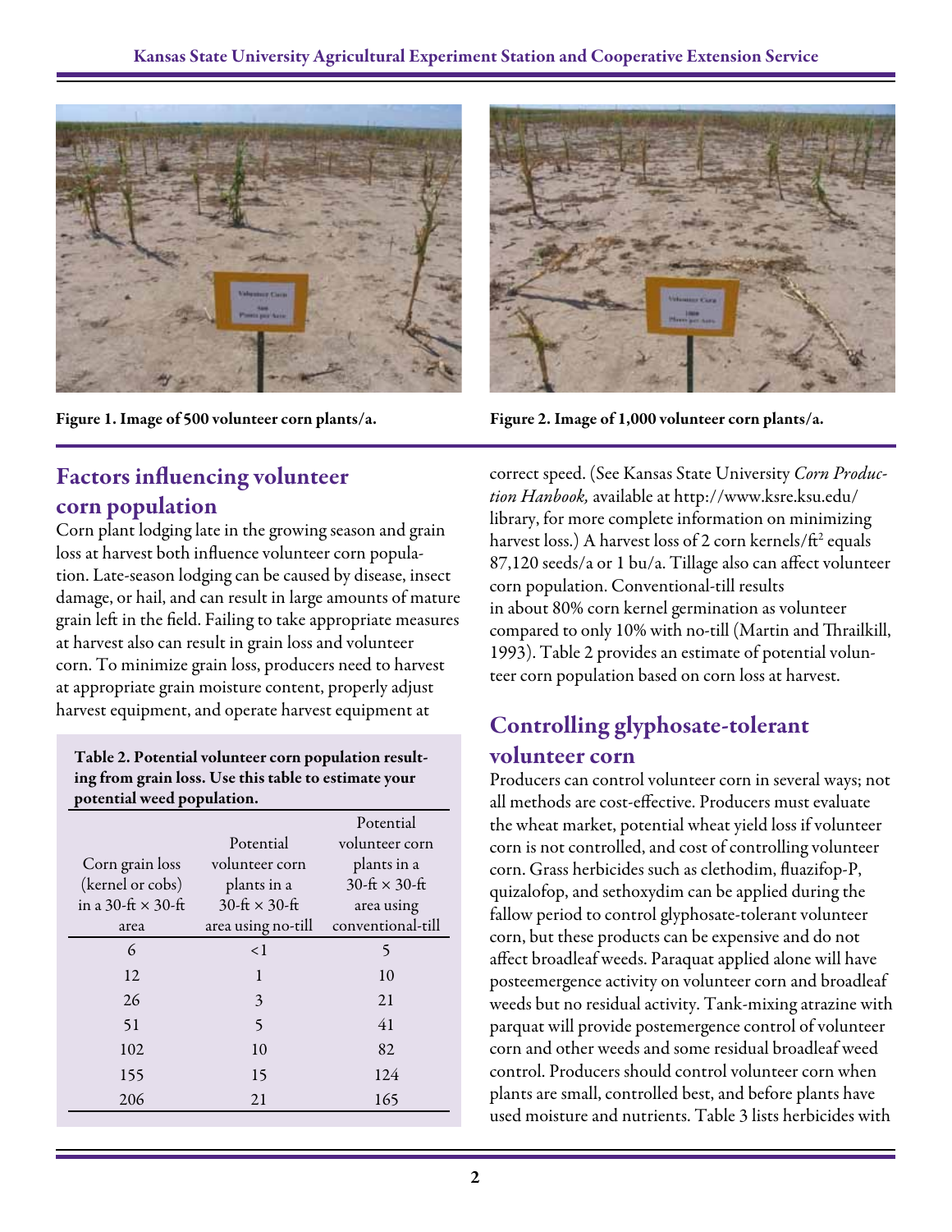Figure 1. Image of 500 volunteer corn plants/a.

Figure 2. Image of 1,000 volunteer corn plants/a.

## Factors influencing volunteer corn population

Corn plant lodging late in the growing season and grain loss at harvest both influence volunteer corn population. Late-season lodging can be caused by disease, insect damage, or hail, and can result in large amounts of mature grain left in the field. Failing to take appropriate measures at harvest also can result in grain loss and volunteer corn. To minimize grain loss, producers need to harvest at appropriate grain moisture content, properly adjust harvest equipment, and operate harvest equipment at correct speed. (See Kansas State University *Corn Production Hanbook,* available at http://www.ksre.ksu.edu/library, for more complete information on minimizing harvest loss.) A harvest loss of 2 corn kernels/ft$^2$ equals 87,120 seeds/a or 1 bu/a. Tillage also can affect volunteer corn population. Conventional-till results in about 80% corn kernel germination as volunteer compared to only 10% with no-till (Martin and Thrailkill, 1993). Table 2 provides an estimate of potential volunteer corn population based on corn loss at harvest.

**Table 2. Potential volunteer corn population resulting from grain loss. Use this table to estimate your potential weed population.**

| Corn grain loss (kernel or cobs) in a 30-ft × 30-ft area | Potential volunteer corn plants in a 30-ft × 30-ft area using no-till | Potential volunteer corn plants in a 30-ft × 30-ft area using conventional-till |
|---|---|---|
| 6 | <1 | 5 |
| 12 | 1 | 10 |
| 26 | 3 | 21 |
| 51 | 5 | 41 |
| 102 | 10 | 82 |
| 155 | 15 | 124 |
| 206 | 21 | 165 |

## Controlling glyphosate-tolerant volunteer corn

Producers can control volunteer corn in several ways; not all methods are cost-effective. Producers must evaluate the wheat market, potential wheat yield loss if volunteer corn is not controlled, and cost of controlling volunteer corn. Grass herbicides such as clethodim, fluazifop-P, quizalofop, and sethoxydim can be applied during the fallow period to control glyphosate-tolerant volunteer corn, but these products can be expensive and do not affect broadleaf weeds. Paraquat applied alone will have posteemergence activity on volunteer corn and broadleaf weeds but no residual activity. Tank-mixing atrazine with parquat will provide postemergence control of volunteer corn and other weeds and some residual broadleaf weed control. Producers should control volunteer corn when plants are small, controlled best, and before plants have used moisture and nutrients. Table 3 lists herbicides with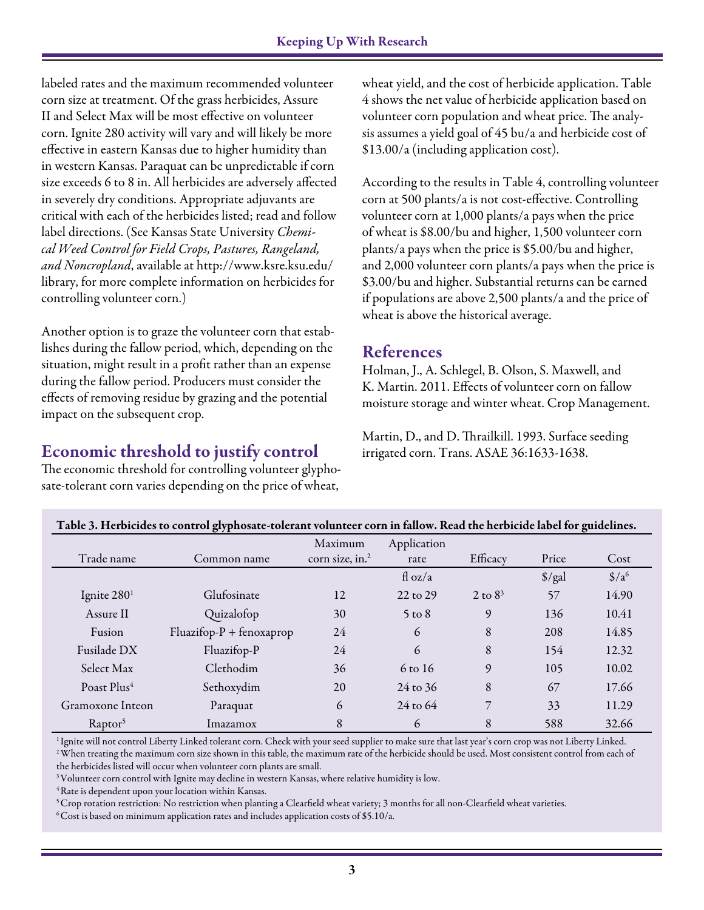labeled rates and the maximum recommended volunteer corn size at treatment. Of the grass herbicides, Assure II and Select Max will be most effective on volunteer corn. Ignite 280 activity will vary and will likely be more effective in eastern Kansas due to higher humidity than in western Kansas. Paraquat can be unpredictable if corn size exceeds 6 to 8 in. All herbicides are adversely affected in severely dry conditions. Appropriate adjuvants are critical with each of the herbicides listed; read and follow label directions. (See Kansas State University *Chemical Weed Control for Field Crops, Pastures, Rangeland, and Noncropland*, available at http://www.ksre.ksu.edu/library, for more complete information on herbicides for controlling volunteer corn.)

Another option is to graze the volunteer corn that establishes during the fallow period, which, depending on the situation, might result in a profit rather than an expense during the fallow period. Producers must consider the effects of removing residue by grazing and the potential impact on the subsequent crop.

## Economic threshold to justify control

The economic threshold for controlling volunteer glyphosate-tolerant corn varies depending on the price of wheat, wheat yield, and the cost of herbicide application. Table 4 shows the net value of herbicide application based on volunteer corn population and wheat price. The analysis assumes a yield goal of 45 bu/a and herbicide cost of $13.00/a (including application cost).

According to the results in Table 4, controlling volunteer corn at 500 plants/a is not cost-effective. Controlling volunteer corn at 1,000 plants/a pays when the price of wheat is $8.00/bu and higher, 1,500 volunteer corn plants/a pays when the price is $5.00/bu and higher, and 2,000 volunteer corn plants/a pays when the price is $3.00/bu and higher. Substantial returns can be earned if populations are above 2,500 plants/a and the price of wheat is above the historical average.

## References

Holman, J., A. Schlegel, B. Olson, S. Maxwell, and K. Martin. 2011. Effects of volunteer corn on fallow moisture storage and winter wheat. Crop Management.

Martin, D., and D. Thrailkill. 1993. Surface seeding irrigated corn. Trans. ASAE 36:1633-1638.

**Table 3. Herbicides to control glyphosate-tolerant volunteer corn in fallow. Read the herbicide label for guidelines.**

| Trade name | Common name | Maximum corn size, in.[2] | Application rate | Efficacy | Price | Cost |
|---|---|---|---|---|---|---|
| | | | fl oz/a | | $/gal | $/a[6] |
| Ignite 280[1] | Glufosinate | 12 | 22 to 29 | 2 to 8[3] | 57 | 14.90 |
| Assure II | Quizalofop | 30 | 5 to 8 | 9 | 136 | 10.41 |
| Fusion | Fluazifop-P + fenoxaprop | 24 | 6 | 8 | 208 | 14.85 |
| Fusilade DX | Fluazifop-P | 24 | 6 | 8 | 154 | 12.32 |
| Select Max | Clethodim | 36 | 6 to 16 | 9 | 105 | 10.02 |
| Poast Plus[4] | Sethoxydim | 20 | 24 to 36 | 8 | 67 | 17.66 |
| Gramoxone Inteon | Paraquat | 6 | 24 to 64 | 7 | 33 | 11.29 |
| Raptor[5] | Imazamox | 8 | 6 | 8 | 588 | 32.66 |

[1] Ignite will not control Liberty Linked tolerant corn. Check with your seed supplier to make sure that last year's corn crop was not Liberty Linked.
[2] When treating the maximum corn size shown in this table, the maximum rate of the herbicide should be used. Most consistent control from each of the herbicides listed will occur when volunteer corn plants are small.
[3] Volunteer corn control with Ignite may decline in western Kansas, where relative humidity is low.
[4] Rate is dependent upon your location within Kansas.
[5] Crop rotation restriction: No restriction when planting a Clearfield wheat variety; 3 months for all non-Clearfield wheat varieties.
[6] Cost is based on minimum application rates and includes application costs of $5.10/a.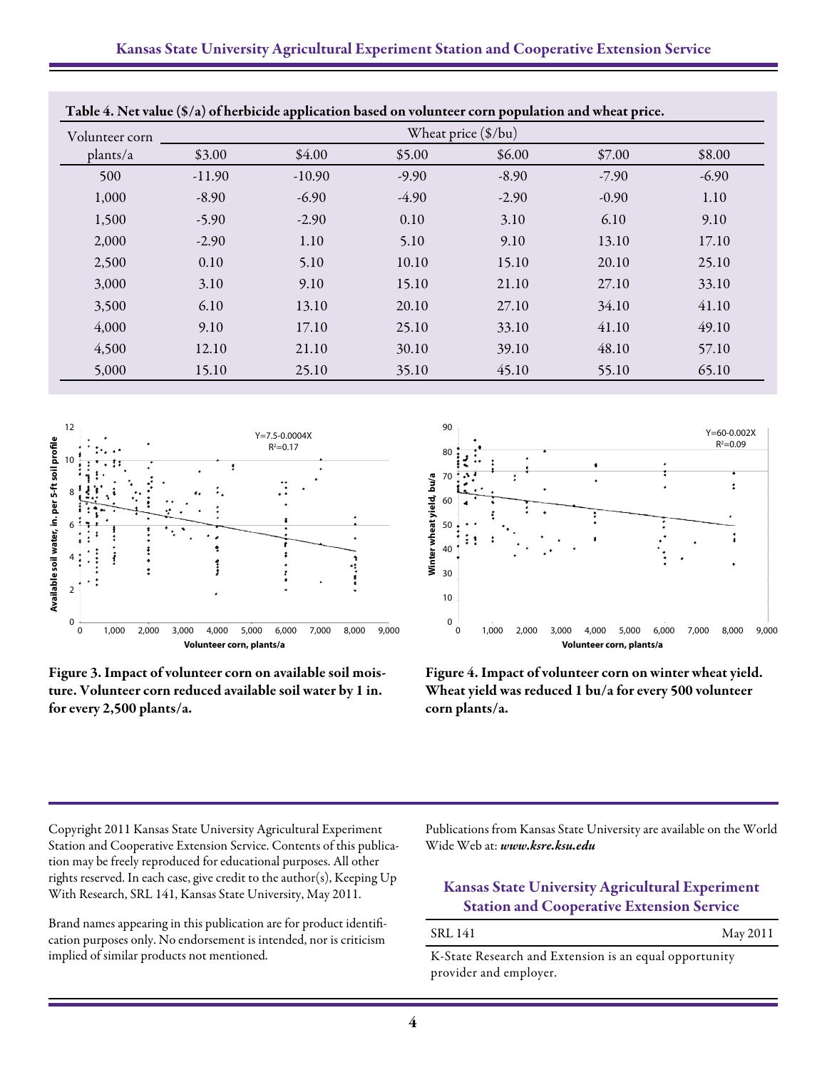**Table 4. Net value ($/a) of herbicide application based on volunteer corn population and wheat price.**

| Volunteer corn | Wheat price ($/bu) | | | | | |
|---|---|---|---|---|---|---|
| plants/a | $3.00 | $4.00 | $5.00 | $6.00 | $7.00 | $8.00 |
| 500 | -11.90 | -10.90 | -9.90 | -8.90 | -7.90 | -6.90 |
| 1,000 | -8.90 | -6.90 | -4.90 | -2.90 | -0.90 | 1.10 |
| 1,500 | -5.90 | -2.90 | 0.10 | 3.10 | 6.10 | 9.10 |
| 2,000 | -2.90 | 1.10 | 5.10 | 9.10 | 13.10 | 17.10 |
| 2,500 | 0.10 | 5.10 | 10.10 | 15.10 | 20.10 | 25.10 |
| 3,000 | 3.10 | 9.10 | 15.10 | 21.10 | 27.10 | 33.10 |
| 3,500 | 6.10 | 13.10 | 20.10 | 27.10 | 34.10 | 41.10 |
| 4,000 | 9.10 | 17.10 | 25.10 | 33.10 | 41.10 | 49.10 |
| 4,500 | 12.10 | 21.10 | 30.10 | 39.10 | 48.10 | 57.10 |
| 5,000 | 15.10 | 25.10 | 35.10 | 45.10 | 55.10 | 65.10 |

Y=7.5-0.0004X
$R^2$=0.17

Available soil water, in. per 5-ft soil profile

Volunteer corn, plants/a

**Figure 3. Impact of volunteer corn on available soil moisture. Volunteer corn reduced available soil water by 1 in. for every 2,500 plants/a.**

Y=60-0.002X
$R^2$=0.09

Winter wheat yield, bu/a

Volunteer corn, plants/a

**Figure 4. Impact of volunteer corn on winter wheat yield. Wheat yield was reduced 1 bu/a for every 500 volunteer corn plants/a.**

Copyright 2011 Kansas State University Agricultural Experiment Station and Cooperative Extension Service. Contents of this publication may be freely reproduced for educational purposes. All other rights reserved. In each case, give credit to the author(s), Keeping Up With Research, SRL 141, Kansas State University, May 2011.

Brand names appearing in this publication are for product identification purposes only. No endorsement is intended, nor is criticism implied of similar products not mentioned.

Publications from Kansas State University are available on the World Wide Web at: ***www.ksre.ksu.edu***

**Kansas State University Agricultural Experiment Station and Cooperative Extension Service**

SRL 141 May 2011

K-State Research and Extension is an equal opportunity provider and employer.